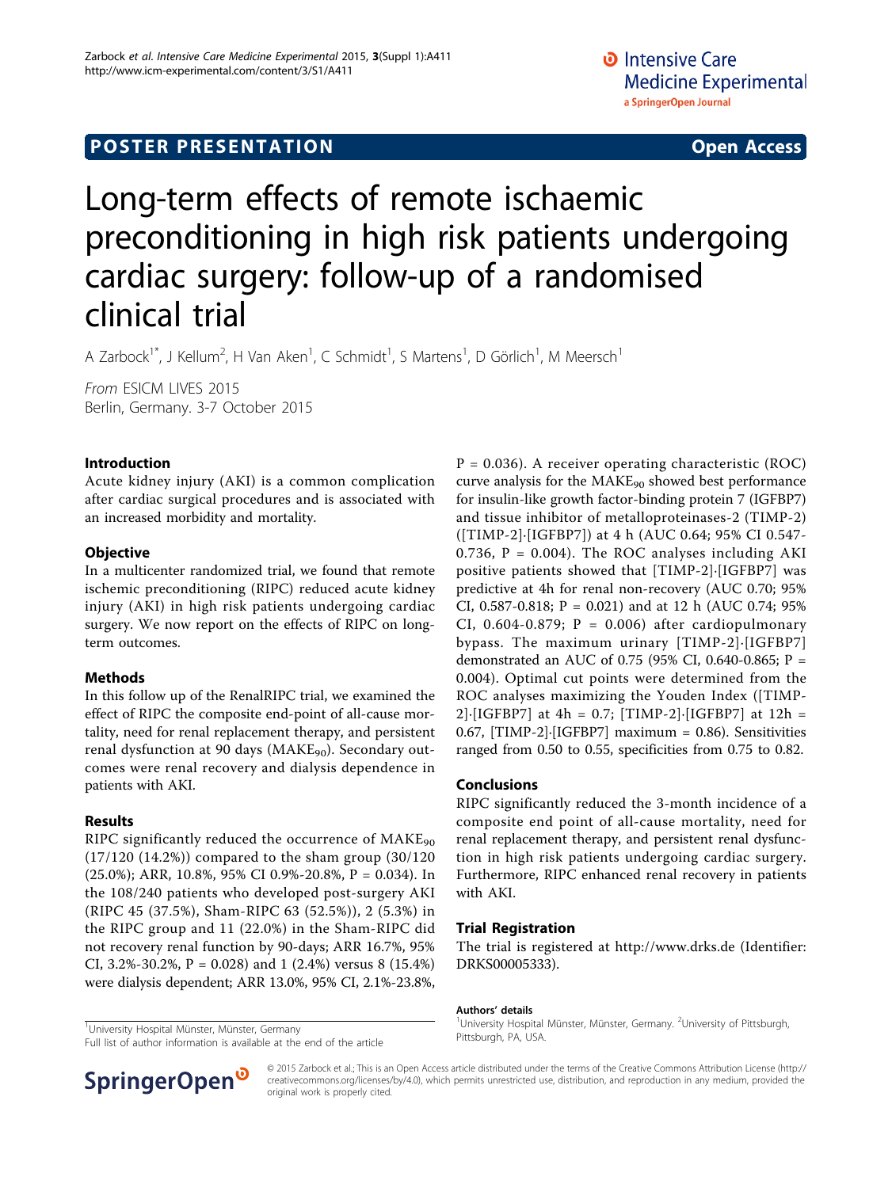**POSTER PRESENTATION** **Open Access**

# Long-term effects of remote ischaemic preconditioning in high risk patients undergoing cardiac surgery: follow-up of a randomised clinical trial

A Zarbock[1*], J Kellum[2], H Van Aken[1], C Schmidt[1], S Martens[1], D Görlich[1], M Meersch[1]

*From* ESICM LIVES 2015
Berlin, Germany. 3-7 October 2015

### Introduction

Acute kidney injury (AKI) is a common complication after cardiac surgical procedures and is associated with an increased morbidity and mortality.

### Objective

In a multicenter randomized trial, we found that remote ischemic preconditioning (RIPC) reduced acute kidney injury (AKI) in high risk patients undergoing cardiac surgery. We now report on the effects of RIPC on long-term outcomes.

### Methods

In this follow up of the RenalRIPC trial, we examined the effect of RIPC the composite end-point of all-cause mortality, need for renal replacement therapy, and persistent renal dysfunction at 90 days ($MAKE_{90}$). Secondary outcomes were renal recovery and dialysis dependence in patients with AKI.

### Results

RIPC significantly reduced the occurrence of $MAKE_{90}$ (17/120 (14.2%)) compared to the sham group (30/120 (25.0%); ARR, 10.8%, 95% CI 0.9%-20.8%, P = 0.034). In the 108/240 patients who developed post-surgery AKI (RIPC 45 (37.5%), Sham-RIPC 63 (52.5%)), 2 (5.3%) in the RIPC group and 11 (22.0%) in the Sham-RIPC did not recovery renal function by 90-days; ARR 16.7%, 95% CI, 3.2%-30.2%, P = 0.028) and 1 (2.4%) versus 8 (15.4%) were dialysis dependent; ARR 13.0%, 95% CI, 2.1%-23.8%, P = 0.036). A receiver operating characteristic (ROC) curve analysis for the $MAKE_{90}$ showed best performance for insulin-like growth factor-binding protein 7 (IGFBP7) and tissue inhibitor of metalloproteinases-2 (TIMP-2) ([TIMP-2]·[IGFBP7]) at 4 h (AUC 0.64; 95% CI 0.547-0.736, P = 0.004). The ROC analyses including AKI positive patients showed that [TIMP-2]·[IGFBP7] was predictive at 4h for renal non-recovery (AUC 0.70; 95% CI, 0.587-0.818; P = 0.021) and at 12 h (AUC 0.74; 95% CI, 0.604-0.879; P = 0.006) after cardiopulmonary bypass. The maximum urinary [TIMP-2]·[IGFBP7] demonstrated an AUC of 0.75 (95% CI, 0.640-0.865; P = 0.004). Optimal cut points were determined from the ROC analyses maximizing the Youden Index ([TIMP-2]·[IGFBP7] at 4h = 0.7; [TIMP-2]·[IGFBP7] at 12h = 0.67, [TIMP-2]·[IGFBP7] maximum = 0.86). Sensitivities ranged from 0.50 to 0.55, specificities from 0.75 to 0.82.

### Conclusions

RIPC significantly reduced the 3-month incidence of a composite end point of all-cause mortality, need for renal replacement therapy, and persistent renal dysfunction in high risk patients undergoing cardiac surgery. Furthermore, RIPC enhanced renal recovery in patients with AKI.

### Trial Registration

The trial is registered at http://www.drks.de (Identifier: DRKS00005333).

[1]University Hospital Münster, Münster, Germany
Full list of author information is available at the end of the article

#### Authors' details

[1]University Hospital Münster, Münster, Germany. [2]University of Pittsburgh, Pittsburgh, PA, USA.

© 2015 Zarbock et al.; This is an Open Access article distributed under the terms of the Creative Commons Attribution License (http://creativecommons.org/licenses/by/4.0), which permits unrestricted use, distribution, and reproduction in any medium, provided the original work is properly cited.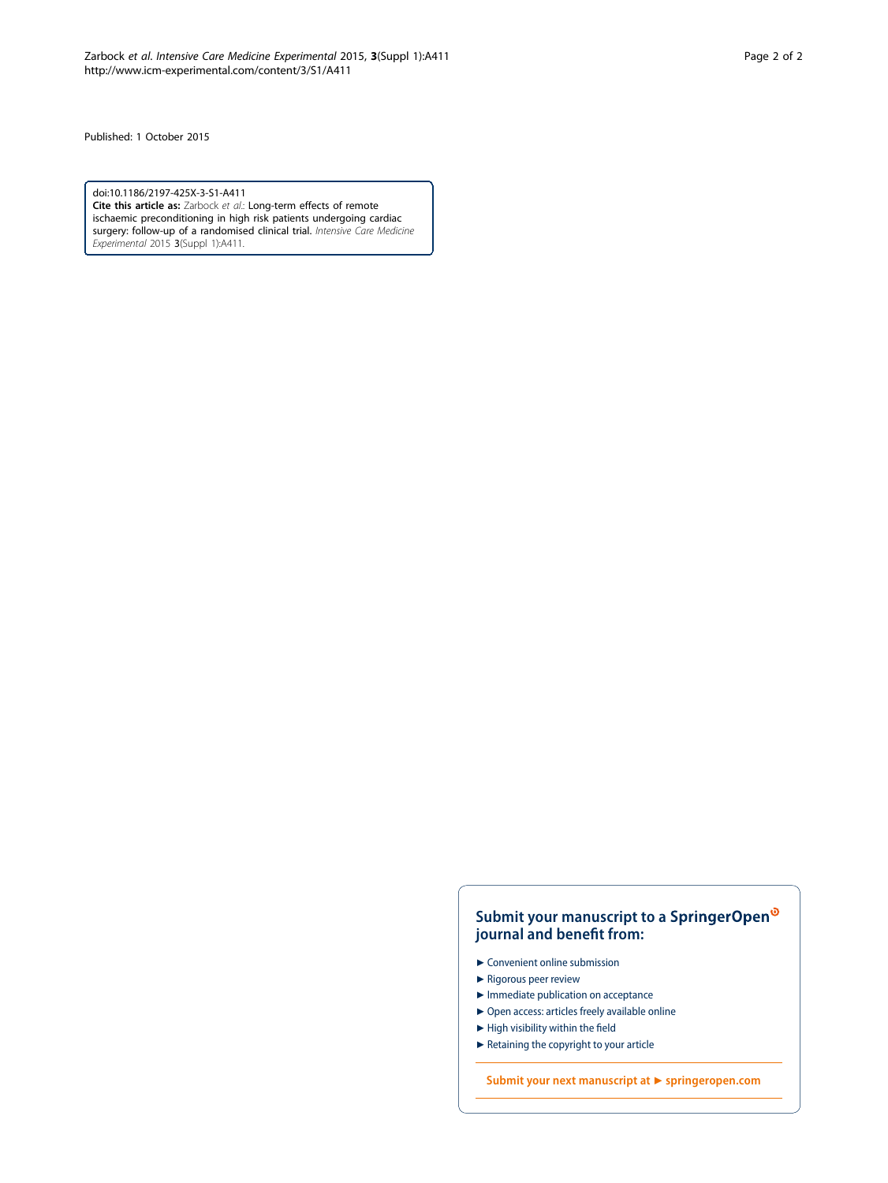Published: 1 October 2015

doi:10.1186/2197-425X-3-S1-A411

**Cite this article as:** Zarbock *et al.*: Long-term effects of remote ischaemic preconditioning in high risk patients undergoing cardiac surgery: follow-up of a randomised clinical trial. *Intensive Care Medicine Experimental* 2015 **3**(Suppl 1):A411.

**Submit your manuscript to a SpringerOpen journal and benefit from:**

- ► Convenient online submission
- ► Rigorous peer review
- ► Immediate publication on acceptance
- ► Open access: articles freely available online
- ► High visibility within the field
- ► Retaining the copyright to your article

**Submit your next manuscript at ► springeropen.com**